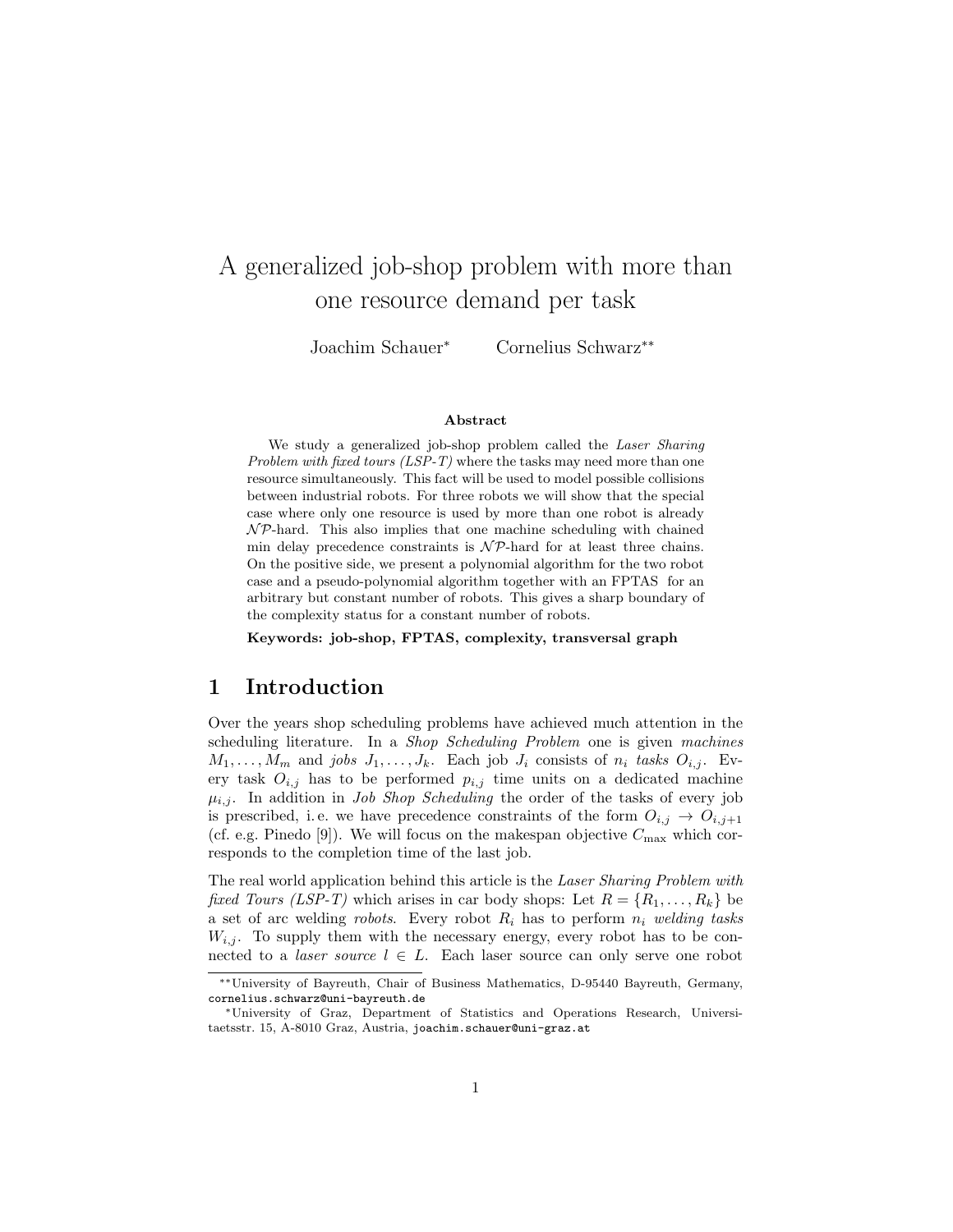# A generalized job-shop problem with more than one resource demand per task

Joachim Schauer* Cornelius Schwarz**

**Abstract**

We study a generalized job-shop problem called the *Laser Sharing Problem with fixed tours (LSP-T)* where the tasks may need more than one resource simultaneously. This fact will be used to model possible collisions between industrial robots. For three robots we will show that the special case where only one resource is used by more than one robot is already $\mathcal{NP}$-hard. This also implies that one machine scheduling with chained min delay precedence constraints is $\mathcal{NP}$-hard for at least three chains. On the positive side, we present a polynomial algorithm for the two robot case and a pseudo-polynomial algorithm together with an FPTAS for an arbitrary but constant number of robots. This gives a sharp boundary of the complexity status for a constant number of robots.

**Keywords: job-shop, FPTAS, complexity, transversal graph**

## 1 Introduction

Over the years shop scheduling problems have achieved much attention in the scheduling literature. In a *Shop Scheduling Problem* one is given *machines* $M_1, \ldots, M_m$ and *jobs* $J_1, \ldots, J_k$. Each job $J_i$ consists of $n_i$ *tasks* $O_{i,j}$. Every task $O_{i,j}$ has to be performed $p_{i,j}$ time units on a dedicated machine $\mu_{i,j}$. In addition in *Job Shop Scheduling* the order of the tasks of every job is prescribed, i. e. we have precedence constraints of the form $O_{i,j} \to O_{i,j+1}$ (cf. e.g. Pinedo [9]). We will focus on the makespan objective $C_{\max}$ which corresponds to the completion time of the last job.

The real world application behind this article is the *Laser Sharing Problem with fixed Tours (LSP-T)* which arises in car body shops: Let $R = \{R_1, \ldots, R_k\}$ be a set of arc welding *robots*. Every robot $R_i$ has to perform $n_i$ *welding tasks* $W_{i,j}$. To supply them with the necessary energy, every robot has to be connected to a *laser source* $l \in L$. Each laser source can only serve one robot

**University of Bayreuth, Chair of Business Mathematics, D-95440 Bayreuth, Germany, cornelius.schwarz@uni-bayreuth.de

*University of Graz, Department of Statistics and Operations Research, Universitaetsstr. 15, A-8010 Graz, Austria, joachim.schauer@uni-graz.at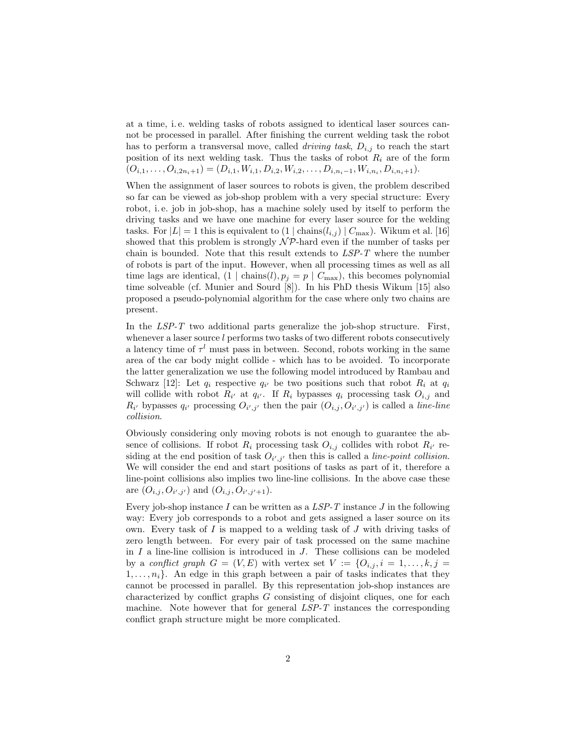at a time, i. e. welding tasks of robots assigned to identical laser sources cannot be processed in parallel. After finishing the current welding task the robot has to perform a transversal move, called *driving task*, $D_{i,j}$ to reach the start position of its next welding task. Thus the tasks of robot $R_i$ are of the form $(O_{i,1}, \dots, O_{i,2n_i+1}) = (D_{i,1}, W_{i,1}, D_{i,2}, W_{i,2}, \dots, D_{i,n_i-1}, W_{i,n_i}, D_{i,n_i+1})$.

When the assignment of laser sources to robots is given, the problem described so far can be viewed as job-shop problem with a very special structure: Every robot, i. e. job in job-shop, has a machine solely used by itself to perform the driving tasks and we have one machine for every laser source for the welding tasks. For $|L| = 1$ this is equivalent to $(1 \mid \text{chains}(l_{i,j}) \mid C_{\max})$. Wikum et al. [16] showed that this problem is strongly $\mathcal{NP}$-hard even if the number of tasks per chain is bounded. Note that this result extends to *LSP-T* where the number of robots is part of the input. However, when all processing times as well as all time lags are identical, $(1 \mid \text{chains}(l), p_j = p \mid C_{\max})$, this becomes polynomial time solveable (cf. Munier and Sourd [8]). In his PhD thesis Wikum [15] also proposed a pseudo-polynomial algorithm for the case where only two chains are present.

In the *LSP-T* two additional parts generalize the job-shop structure. First, whenever a laser source $l$ performs two tasks of two different robots consecutively a latency time of $\tau^l$ must pass in between. Second, robots working in the same area of the car body might collide - which has to be avoided. To incorporate the latter generalization we use the following model introduced by Rambau and Schwarz [12]: Let $q_i$ respective $q_{i'}$ be two positions such that robot $R_i$ at $q_i$ will collide with robot $R_{i'}$ at $q_{i'}$. If $R_i$ bypasses $q_i$ processing task $O_{i,j}$ and $R_{i'}$ bypasses $q_{i'}$ processing $O_{i',j'}$ then the pair $(O_{i,j}, O_{i',j'})$ is called a *line-line collision*.

Obviously considering only moving robots is not enough to guarantee the absence of collisions. If robot $R_i$ processing task $O_{i,j}$ collides with robot $R_{i'}$ residing at the end position of task $O_{i',j'}$ then this is called a *line-point collision*. We will consider the end and start positions of tasks as part of it, therefore a line-point collisions also implies two line-line collisions. In the above case these are $(O_{i,j}, O_{i',j'})$ and $(O_{i,j}, O_{i',j'+1})$.

Every job-shop instance $I$ can be written as a *LSP-T* instance $J$ in the following way: Every job corresponds to a robot and gets assigned a laser source on its own. Every task of $I$ is mapped to a welding task of $J$ with driving tasks of zero length between. For every pair of task processed on the same machine in $I$ a line-line collision is introduced in $J$. These collisions can be modeled by a *conflict graph* $G = (V, E)$ with vertex set $V := \{O_{i,j}, i = 1, \dots, k, j = 1, \dots, n_i\}$. An edge in this graph between a pair of tasks indicates that they cannot be processed in parallel. By this representation job-shop instances are characterized by conflict graphs $G$ consisting of disjoint cliques, one for each machine. Note however that for general *LSP-T* instances the corresponding conflict graph structure might be more complicated.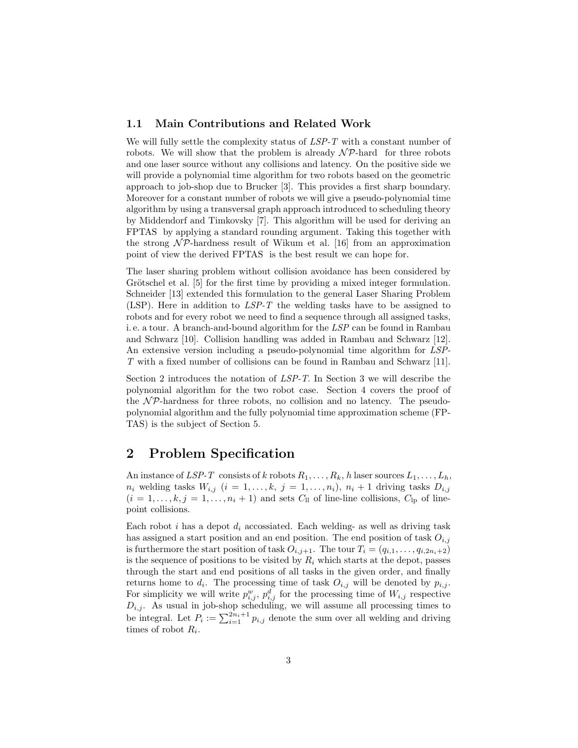### 1.1 Main Contributions and Related Work

We will fully settle the complexity status of *LSP-T* with a constant number of robots. We will show that the problem is already $\mathcal{NP}$-hard for three robots and one laser source without any collisions and latency. On the positive side we will provide a polynomial time algorithm for two robots based on the geometric approach to job-shop due to Brucker [3]. This provides a first sharp boundary. Moreover for a constant number of robots we will give a pseudo-polynomial time algorithm by using a transversal graph approach introduced to scheduling theory by Middendorf and Timkovsky [7]. This algorithm will be used for deriving an FPTAS by applying a standard rounding argument. Taking this together with the strong $\mathcal{NP}$-hardness result of Wikum et al. [16] from an approximation point of view the derived FPTAS is the best result we can hope for.

The laser sharing problem without collision avoidance has been considered by Grötschel et al. [5] for the first time by providing a mixed integer formulation. Schneider [13] extended this formulation to the general Laser Sharing Problem (LSP). Here in addition to *LSP-T* the welding tasks have to be assigned to robots and for every robot we need to find a sequence through all assigned tasks, i. e. a tour. A branch-and-bound algorithm for the *LSP* can be found in Rambau and Schwarz [10]. Collision handling was added in Rambau and Schwarz [12]. An extensive version including a pseudo-polynomial time algorithm for *LSP-T* with a fixed number of collisions can be found in Rambau and Schwarz [11].

Section 2 introduces the notation of *LSP-T*. In Section 3 we will describe the polynomial algorithm for the two robot case. Section 4 covers the proof of the $\mathcal{NP}$-hardness for three robots, no collision and no latency. The pseudo-polynomial algorithm and the fully polynomial time approximation scheme (FPTAS) is the subject of Section 5.

## 2 Problem Specification

An instance of *LSP-T* consists of $k$ robots $R_1, \ldots, R_k$, $h$ laser sources $L_1, \ldots, L_h$, $n_i$ welding tasks $W_{i,j}$ $(i = 1, \ldots, k,\ j = 1, \ldots, n_i)$, $n_i + 1$ driving tasks $D_{i,j}$ $(i = 1, \ldots, k, j = 1, \ldots, n_i + 1)$ and sets $C_{\text{ll}}$ of line-line collisions, $C_{\text{lp}}$ of line-point collisions.

Each robot $i$ has a depot $d_i$ accossiated. Each welding- as well as driving task has assigned a start position and an end position. The end position of task $O_{i,j}$ is furthermore the start position of task $O_{i,j+1}$. The tour $T_i = (q_{i,1}, \ldots, q_{i,2n_i+2})$ is the sequence of positions to be visited by $R_i$ which starts at the depot, passes through the start and end positions of all tasks in the given order, and finally returns home to $d_i$. The processing time of task $O_{i,j}$ will be denoted by $p_{i,j}$. For simplicity we will write $p^w_{i,j}$, $p^d_{i,j}$ for the processing time of $W_{i,j}$ respective $D_{i,j}$. As usual in job-shop scheduling, we will assume all processing times to be integral. Let $P_i := \sum_{i=1}^{2n_i+1} p_{i,j}$ denote the sum over all welding and driving times of robot $R_i$.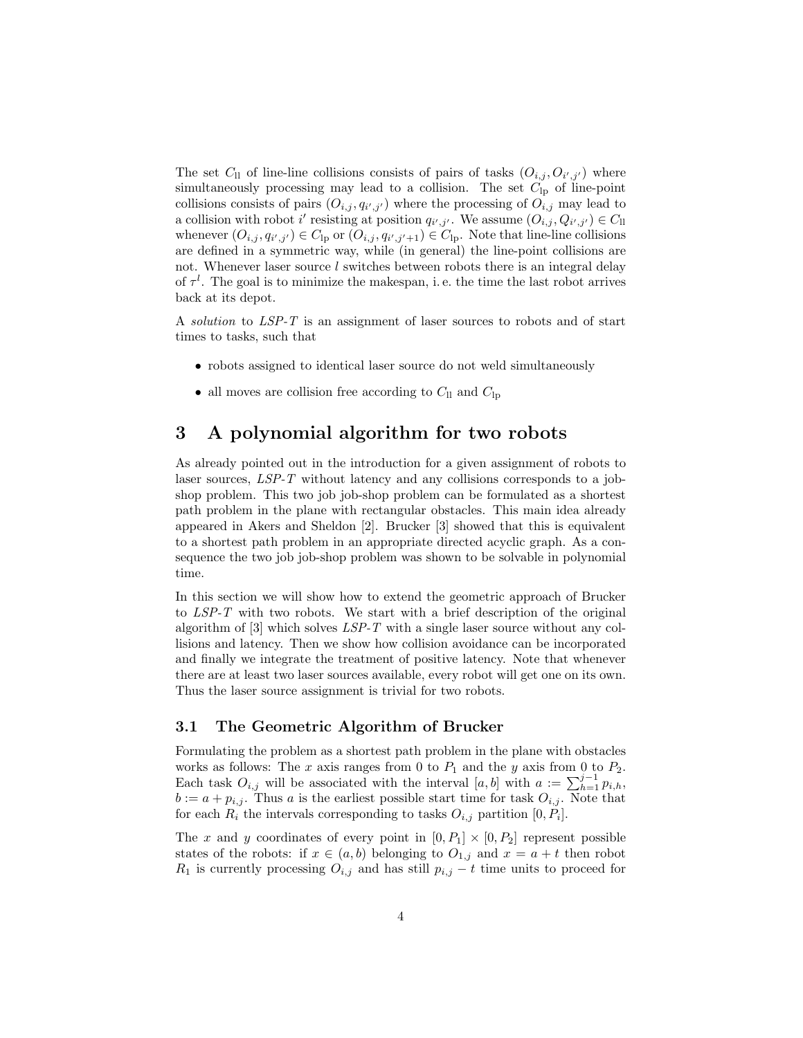The set $C_{\text{ll}}$ of line-line collisions consists of pairs of tasks $(O_{i,j}, O_{i',j'})$ where simultaneously processing may lead to a collision. The set $C_{\text{lp}}$ of line-point collisions consists of pairs $(O_{i,j}, q_{i',j'})$ where the processing of $O_{i,j}$ may lead to a collision with robot $i'$ resisting at position $q_{i',j'}$. We assume $(O_{i,j}, Q_{i',j'}) \in C_{\text{ll}}$ whenever $(O_{i,j}, q_{i',j'}) \in C_{\text{lp}}$ or $(O_{i,j}, q_{i',j'+1}) \in C_{\text{lp}}$. Note that line-line collisions are defined in a symmetric way, while (in general) the line-point collisions are not. Whenever laser source $l$ switches between robots there is an integral delay of $\tau^l$. The goal is to minimize the makespan, i. e. the time the last robot arrives back at its depot.

A *solution* to *LSP-T* is an assignment of laser sources to robots and of start times to tasks, such that

- robots assigned to identical laser source do not weld simultaneously
- all moves are collision free according to $C_{\text{ll}}$ and $C_{\text{lp}}$

# 3 A polynomial algorithm for two robots

As already pointed out in the introduction for a given assignment of robots to laser sources, *LSP-T* without latency and any collisions corresponds to a job-shop problem. This two job job-shop problem can be formulated as a shortest path problem in the plane with rectangular obstacles. This main idea already appeared in Akers and Sheldon [2]. Brucker [3] showed that this is equivalent to a shortest path problem in an appropriate directed acyclic graph. As a consequence the two job job-shop problem was shown to be solvable in polynomial time.

In this section we will show how to extend the geometric approach of Brucker to *LSP-T* with two robots. We start with a brief description of the original algorithm of [3] which solves *LSP-T* with a single laser source without any collisions and latency. Then we show how collision avoidance can be incorporated and finally we integrate the treatment of positive latency. Note that whenever there are at least two laser sources available, every robot will get one on its own. Thus the laser source assignment is trivial for two robots.

## 3.1 The Geometric Algorithm of Brucker

Formulating the problem as a shortest path problem in the plane with obstacles works as follows: The $x$ axis ranges from 0 to $P_1$ and the $y$ axis from 0 to $P_2$. Each task $O_{i,j}$ will be associated with the interval $[a, b]$ with $a := \sum_{h=1}^{j-1} p_{i,h}$, $b := a + p_{i,j}$. Thus $a$ is the earliest possible start time for task $O_{i,j}$. Note that for each $R_i$ the intervals corresponding to tasks $O_{i,j}$ partition $[0, P_i]$.

The $x$ and $y$ coordinates of every point in $[0, P_1] \times [0, P_2]$ represent possible states of the robots: if $x \in (a, b)$ belonging to $O_{1,j}$ and $x = a + t$ then robot $R_1$ is currently processing $O_{i,j}$ and has still $p_{i,j} - t$ time units to proceed for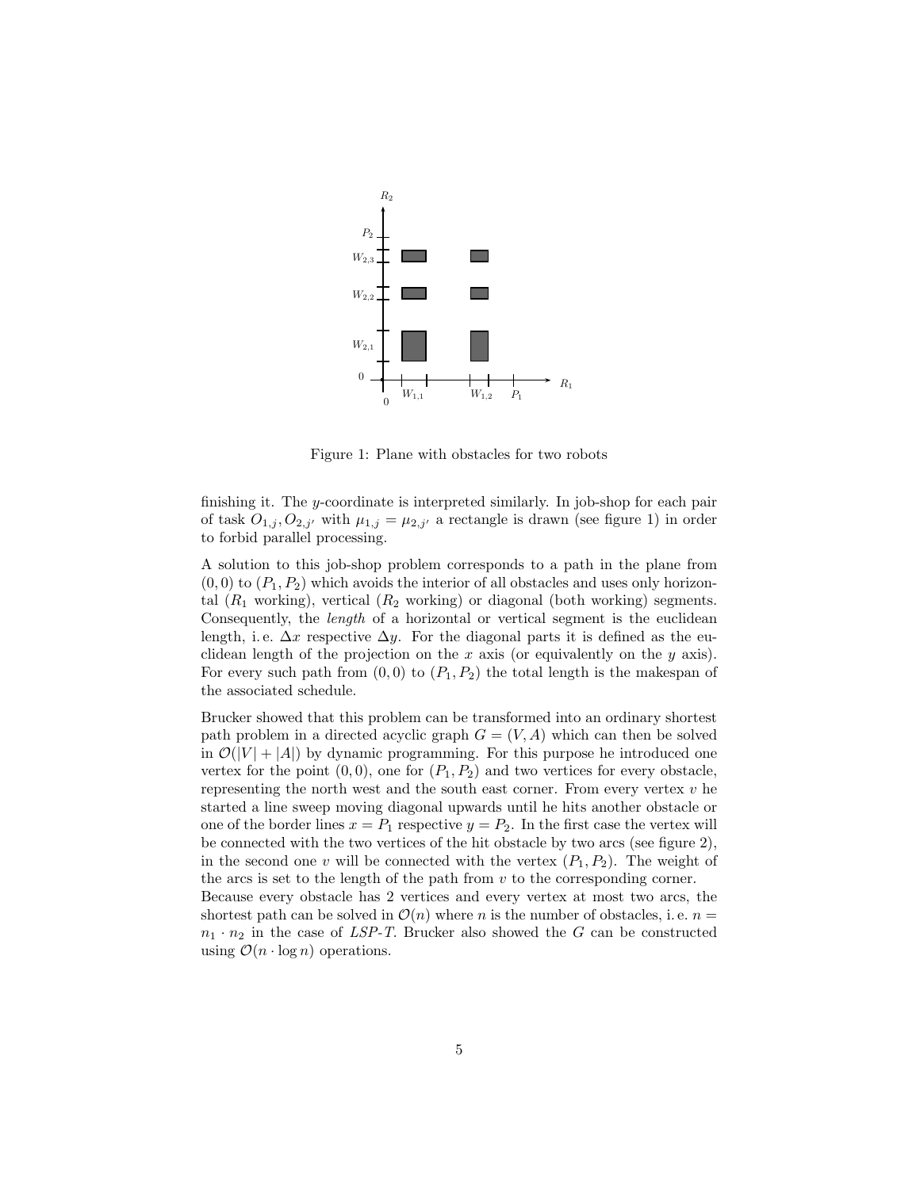Figure 1: Plane with obstacles for two robots

finishing it. The $y$-coordinate is interpreted similarly. In job-shop for each pair of task $O_{1,j}, O_{2,j'}$ with $\mu_{1,j} = \mu_{2,j'}$ a rectangle is drawn (see figure 1) in order to forbid parallel processing.

A solution to this job-shop problem corresponds to a path in the plane from $(0,0)$ to $(P_1, P_2)$ which avoids the interior of all obstacles and uses only horizontal ($R_1$ working), vertical ($R_2$ working) or diagonal (both working) segments. Consequently, the *length* of a horizontal or vertical segment is the euclidean length, i. e. $\Delta x$ respective $\Delta y$. For the diagonal parts it is defined as the euclidean length of the projection on the $x$ axis (or equivalently on the $y$ axis). For every such path from $(0,0)$ to $(P_1, P_2)$ the total length is the makespan of the associated schedule.

Brucker showed that this problem can be transformed into an ordinary shortest path problem in a directed acyclic graph $G = (V, A)$ which can then be solved in $\mathcal{O}(|V| + |A|)$ by dynamic programming. For this purpose he introduced one vertex for the point $(0,0)$, one for $(P_1, P_2)$ and two vertices for every obstacle, representing the north west and the south east corner. From every vertex $v$ he started a line sweep moving diagonal upwards until he hits another obstacle or one of the border lines $x = P_1$ respective $y = P_2$. In the first case the vertex will be connected with the two vertices of the hit obstacle by two arcs (see figure 2), in the second one $v$ will be connected with the vertex $(P_1, P_2)$. The weight of the arcs is set to the length of the path from $v$ to the corresponding corner.
Because every obstacle has 2 vertices and every vertex at most two arcs, the shortest path can be solved in $\mathcal{O}(n)$ where $n$ is the number of obstacles, i. e. $n = n_1 \cdot n_2$ in the case of *LSP-T*. Brucker also showed the $G$ can be constructed using $\mathcal{O}(n \cdot \log n)$ operations.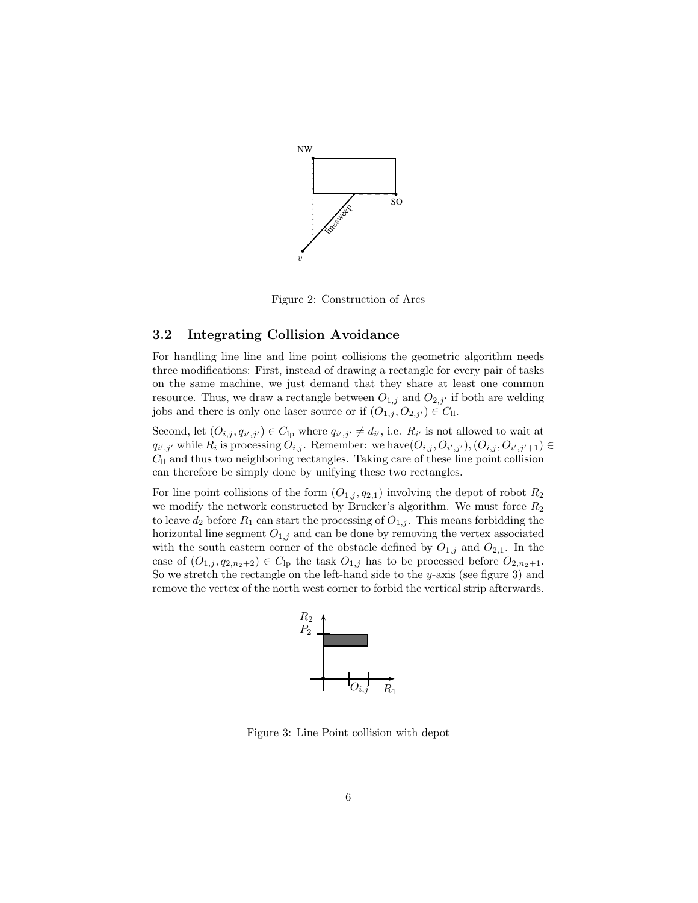Figure 2: Construction of Arcs

### 3.2 Integrating Collision Avoidance

For handling line line and line point collisions the geometric algorithm needs three modifications: First, instead of drawing a rectangle for every pair of tasks on the same machine, we just demand that they share at least one common resource. Thus, we draw a rectangle between $O_{1,j}$ and $O_{2,j'}$ if both are welding jobs and there is only one laser source or if $(O_{1,j}, O_{2,j'}) \in C_{\text{ll}}$.

Second, let $(O_{i,j}, q_{i',j'}) \in C_{\text{lp}}$ where $q_{i',j'} \neq d_{i'}$, i.e. $R_{i'}$ is not allowed to wait at $q_{i',j'}$ while $R_i$ is processing $O_{i,j}$. Remember: we have$(O_{i,j}, O_{i',j'}), (O_{i,j}, O_{i',j'+1}) \in C_{\text{ll}}$ and thus two neighboring rectangles. Taking care of these line point collision can therefore be simply done by unifying these two rectangles.

For line point collisions of the form $(O_{1,j}, q_{2,1})$ involving the depot of robot $R_2$ we modify the network constructed by Brucker's algorithm. We must force $R_2$ to leave $d_2$ before $R_1$ can start the processing of $O_{1,j}$. This means forbidding the horizontal line segment $O_{1,j}$ and can be done by removing the vertex associated with the south eastern corner of the obstacle defined by $O_{1,j}$ and $O_{2,1}$. In the case of $(O_{1,j}, q_{2,n_2+2}) \in C_{\text{lp}}$ the task $O_{1,j}$ has to be processed before $O_{2,n_2+1}$. So we stretch the rectangle on the left-hand side to the $y$-axis (see figure 3) and remove the vertex of the north west corner to forbid the vertical strip afterwards.

Figure 3: Line Point collision with depot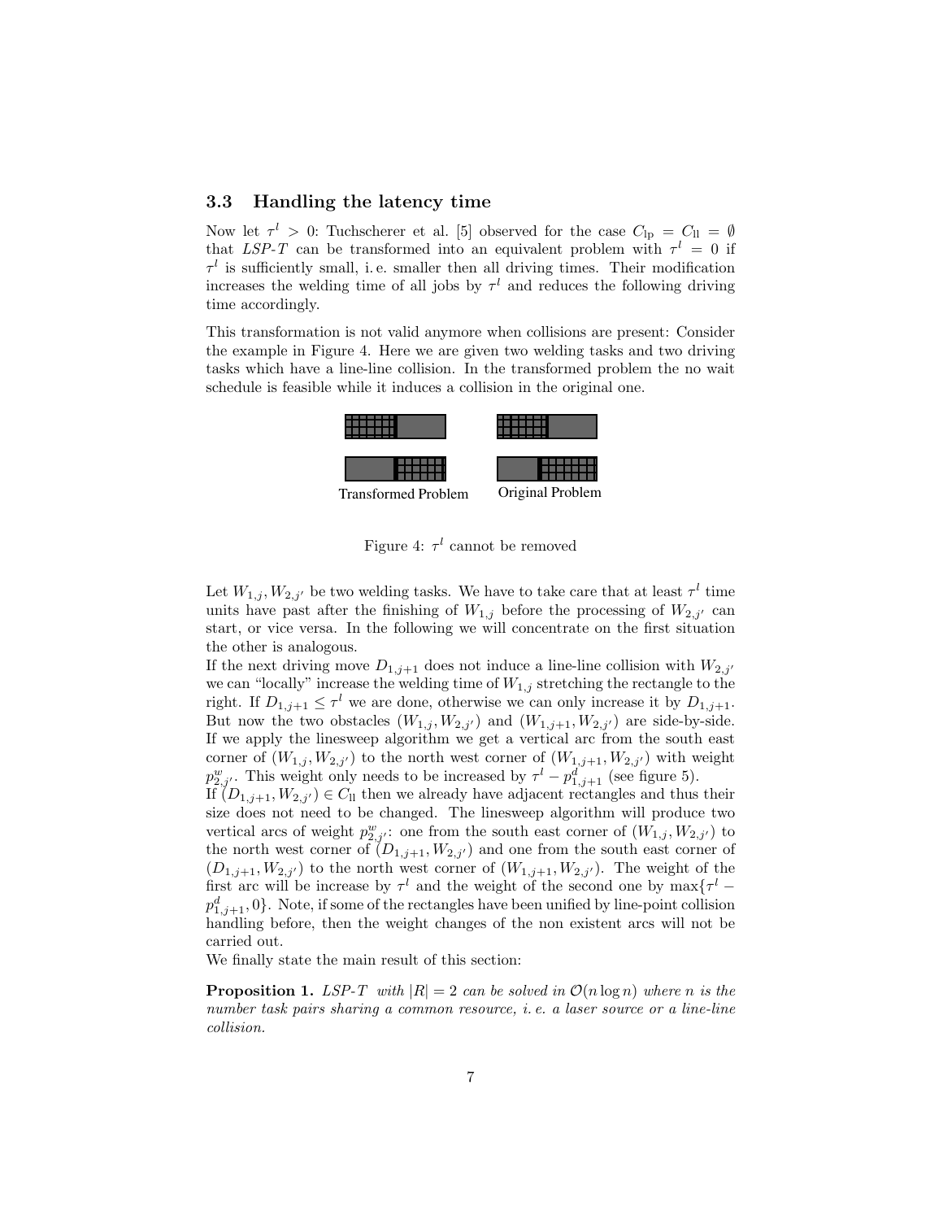### 3.3 Handling the latency time

Now let $\tau^l > 0$: Tuchscherer et al. [5] observed for the case $C_{\text{lp}} = C_{\text{ll}} = \emptyset$ that *LSP-T* can be transformed into an equivalent problem with $\tau^l = 0$ if $\tau^l$ is sufficiently small, i. e. smaller then all driving times. Their modification increases the welding time of all jobs by $\tau^l$ and reduces the following driving time accordingly.

This transformation is not valid anymore when collisions are present: Consider the example in Figure 4. Here we are given two welding tasks and two driving tasks which have a line-line collision. In the transformed problem the no wait schedule is feasible while it induces a collision in the original one.

Transformed Problem    Original Problem

Figure 4: $\tau^l$ cannot be removed

Let $W_{1,j}, W_{2,j'}$ be two welding tasks. We have to take care that at least $\tau^l$ time units have past after the finishing of $W_{1,j}$ before the processing of $W_{2,j'}$ can start, or vice versa. In the following we will concentrate on the first situation the other is analogous.

If the next driving move $D_{1,j+1}$ does not induce a line-line collision with $W_{2,j'}$ we can "locally" increase the welding time of $W_{1,j}$ stretching the rectangle to the right. If $D_{1,j+1} \leq \tau^l$ we are done, otherwise we can only increase it by $D_{1,j+1}$. But now the two obstacles $(W_{1,j}, W_{2,j'})$ and $(W_{1,j+1}, W_{2,j'})$ are side-by-side. If we apply the linesweep algorithm we get a vertical arc from the south east corner of $(W_{1,j}, W_{2,j'})$ to the north west corner of $(W_{1,j+1}, W_{2,j'})$ with weight $p^w_{2,j'}$. This weight only needs to be increased by $\tau^l - p^d_{1,j+1}$ (see figure 5).

If $(D_{1,j+1}, W_{2,j'}) \in C_{\text{ll}}$ then we already have adjacent rectangles and thus their size does not need to be changed. The linesweep algorithm will produce two vertical arcs of weight $p^w_{2,j'}$: one from the south east corner of $(W_{1,j}, W_{2,j'})$ to the north west corner of $(D_{1,j+1}, W_{2,j'})$ and one from the south east corner of $(D_{1,j+1}, W_{2,j'})$ to the north west corner of $(W_{1,j+1}, W_{2,j'})$. The weight of the first arc will be increase by $\tau^l$ and the weight of the second one by $\max\{\tau^l - p^d_{1,j+1}, 0\}$. Note, if some of the rectangles have been unified by line-point collision handling before, then the weight changes of the non existent arcs will not be carried out.

We finally state the main result of this section:

**Proposition 1.** *LSP-T with $|R| = 2$ can be solved in $\mathcal{O}(n \log n)$ where $n$ is the number task pairs sharing a common resource, i. e. a laser source or a line-line collision.*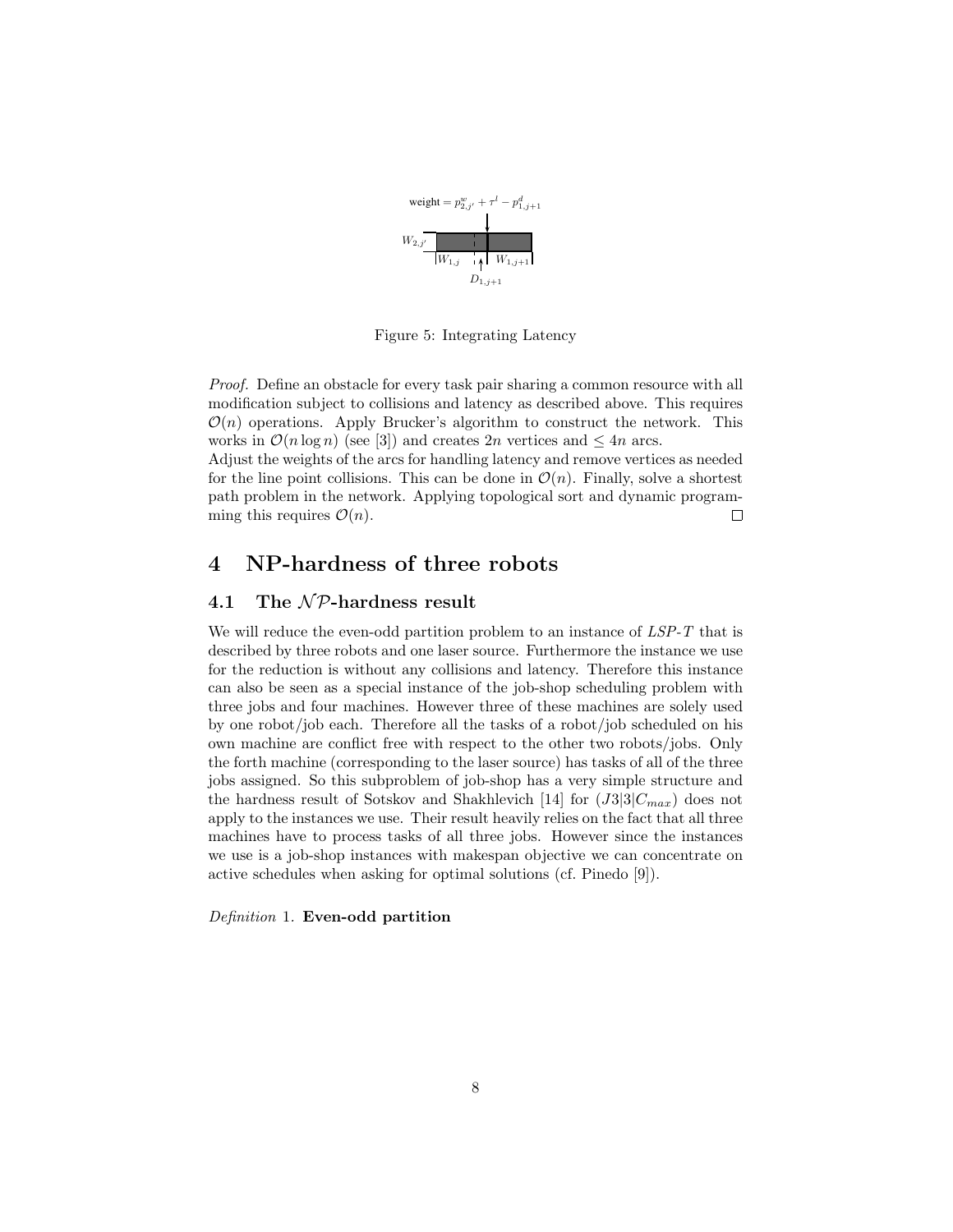weight $= p^w_{2,j'} + \tau^l - p^d_{1,j+1}$

$W_{2,j'}$ $W_{1,j}$ $W_{1,j+1}$ $D_{1,j+1}$

Figure 5: Integrating Latency

*Proof.* Define an obstacle for every task pair sharing a common resource with all modification subject to collisions and latency as described above. This requires $\mathcal{O}(n)$ operations. Apply Brucker's algorithm to construct the network. This works in $\mathcal{O}(n \log n)$ (see [3]) and creates $2n$ vertices and $\leq 4n$ arcs.
Adjust the weights of the arcs for handling latency and remove vertices as needed for the line point collisions. This can be done in $\mathcal{O}(n)$. Finally, solve a shortest path problem in the network. Applying topological sort and dynamic programming this requires $\mathcal{O}(n)$. □

# 4 NP-hardness of three robots

## 4.1 The $\mathcal{NP}$-hardness result

We will reduce the even-odd partition problem to an instance of *LSP-T* that is described by three robots and one laser source. Furthermore the instance we use for the reduction is without any collisions and latency. Therefore this instance can also be seen as a special instance of the job-shop scheduling problem with three jobs and four machines. However three of these machines are solely used by one robot/job each. Therefore all the tasks of a robot/job scheduled on his own machine are conflict free with respect to the other two robots/jobs. Only the forth machine (corresponding to the laser source) has tasks of all of the three jobs assigned. So this subproblem of job-shop has a very simple structure and the hardness result of Sotskov and Shakhlevich [14] for $(J3|3|C_{max})$ does not apply to the instances we use. Their result heavily relies on the fact that all three machines have to process tasks of all three jobs. However since the instances we use is a job-shop instances with makespan objective we can concentrate on active schedules when asking for optimal solutions (cf. Pinedo [9]).

*Definition* 1. **Even-odd partition**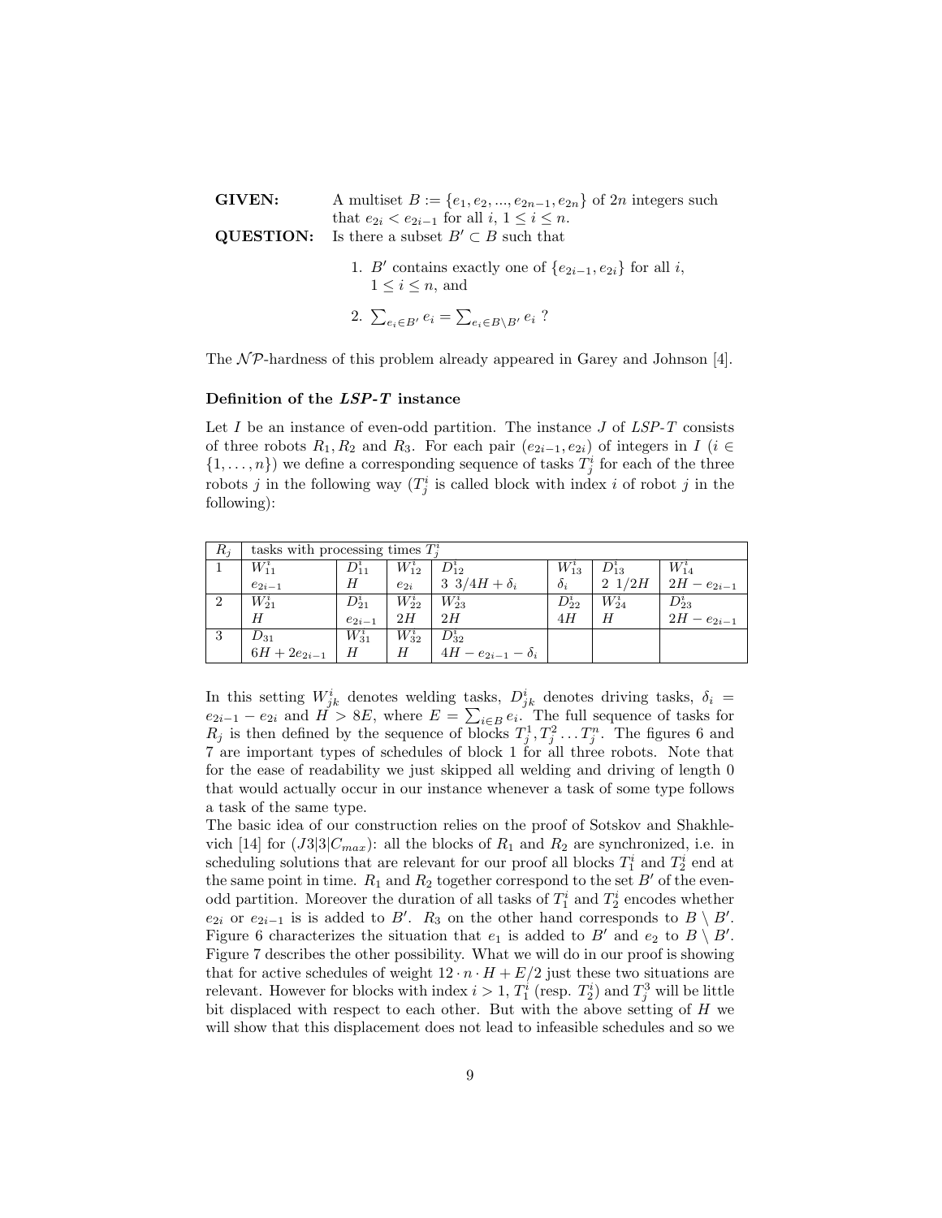**GIVEN:** A multiset $B := \{e_1, e_2, ..., e_{2n-1}, e_{2n}\}$ of $2n$ integers such that $e_{2i} < e_{2i-1}$ for all $i$, $1 \leq i \leq n$.

**QUESTION:** Is there a subset $B' \subset B$ such that

1. $B'$ contains exactly one of $\{e_{2i-1}, e_{2i}\}$ for all $i$, $1 \leq i \leq n$, and
2. $\sum_{e_i \in B'} e_i = \sum_{e_i \in B \setminus B'} e_i$ ?

The $\mathcal{NP}$-hardness of this problem already appeared in Garey and Johnson [4].

#### Definition of the *LSP-T* instance

Let $I$ be an instance of even-odd partition. The instance $J$ of *LSP-T* consists of three robots $R_1, R_2$ and $R_3$. For each pair $(e_{2i-1}, e_{2i})$ of integers in $I$ ($i \in \{1, \ldots, n\}$) we define a corresponding sequence of tasks $T_j^i$ for each of the three robots $j$ in the following way ($T_j^i$ is called block with index $i$ of robot $j$ in the following):

| $R_j$ | tasks with processing times $T_j^i$ | | | | | | |
|---|---|---|---|---|---|---|---|
| 1 | $W_{11}^i$ <br> $e_{2i-1}$ | $D_{11}^i$ <br> $H$ | $W_{12}^i$ <br> $e_{2i}$ | $D_{12}^i$ <br> $3\ 3/4H + \delta_i$ | $W_{13}^i$ <br> $\delta_i$ | $D_{13}^i$ <br> $2\ 1/2H$ | $W_{14}^i$ <br> $2H - e_{2i-1}$ |
| 2 | $W_{21}^i$ <br> $H$ | $D_{21}^i$ <br> $e_{2i-1}$ | $W_{22}^i$ <br> $2H$ | $W_{23}^i$ <br> $2H$ | $D_{22}^i$ <br> $4H$ | $W_{24}^i$ <br> $H$ | $D_{23}^i$ <br> $2H - e_{2i-1}$ |
| 3 | $D_{31}$ <br> $6H + 2e_{2i-1}$ | $W_{31}^i$ <br> $H$ | $W_{32}^i$ <br> $H$ | $D_{32}^i$ <br> $4H - e_{2i-1} - \delta_i$ | | | |

In this setting $W_{jk}^i$ denotes welding tasks, $D_{jk}^i$ denotes driving tasks, $\delta_i = e_{2i-1} - e_{2i}$ and $H > 8E$, where $E = \sum_{i \in B} e_i$. The full sequence of tasks for $R_j$ is then defined by the sequence of blocks $T_j^1, T_j^2 \ldots T_j^n$. The figures 6 and 7 are important types of schedules of block 1 for all three robots. Note that for the ease of readability we just skipped all welding and driving of length 0 that would actually occur in our instance whenever a task of some type follows a task of the same type.

The basic idea of our construction relies on the proof of Sotskov and Shakhlevich [14] for $(J3|3|C_{max})$: all the blocks of $R_1$ and $R_2$ are synchronized, i.e. in scheduling solutions that are relevant for our proof all blocks $T_1^i$ and $T_2^i$ end at the same point in time. $R_1$ and $R_2$ together correspond to the set $B'$ of the even-odd partition. Moreover the duration of all tasks of $T_1^i$ and $T_2^i$ encodes whether $e_{2i}$ or $e_{2i-1}$ is is added to $B'$. $R_3$ on the other hand corresponds to $B \setminus B'$. Figure 6 characterizes the situation that $e_1$ is added to $B'$ and $e_2$ to $B \setminus B'$. Figure 7 describes the other possibility. What we will do in our proof is showing that for active schedules of weight $12 \cdot n \cdot H + E/2$ just these two situations are relevant. However for blocks with index $i > 1$, $T_1^i$ (resp. $T_2^i$) and $T_j^3$ will be little bit displaced with respect to each other. But with the above setting of $H$ we will show that this displacement does not lead to infeasible schedules and so we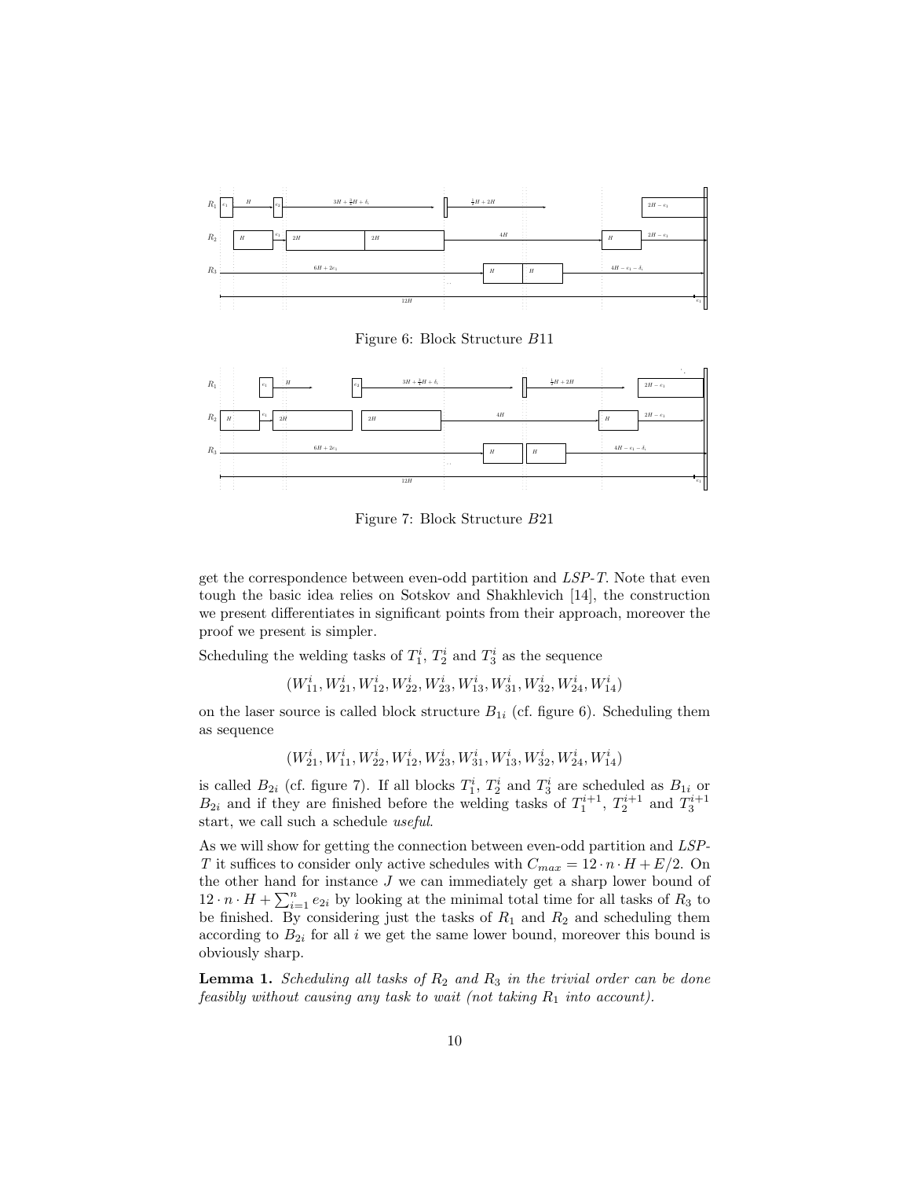Figure 6: Block Structure $B11$

Figure 7: Block Structure $B21$

get the correspondence between even-odd partition and *LSP-T*. Note that even tough the basic idea relies on Sotskov and Shakhlevich [14], the construction we present differentiates in significant points from their approach, moreover the proof we present is simpler.

Scheduling the welding tasks of $T_1^i$, $T_2^i$ and $T_3^i$ as the sequence

$$(W_{11}^i, W_{21}^i, W_{12}^i, W_{22}^i, W_{23}^i, W_{13}^i, W_{31}^i, W_{32}^i, W_{24}^i, W_{14}^i)$$

on the laser source is called block structure $B_{1i}$ (cf. figure 6). Scheduling them as sequence

$$(W_{21}^i, W_{11}^i, W_{22}^i, W_{12}^i, W_{23}^i, W_{31}^i, W_{13}^i, W_{32}^i, W_{24}^i, W_{14}^i)$$

is called $B_{2i}$ (cf. figure 7). If all blocks $T_1^i$, $T_2^i$ and $T_3^i$ are scheduled as $B_{1i}$ or $B_{2i}$ and if they are finished before the welding tasks of $T_1^{i+1}$, $T_2^{i+1}$ and $T_3^{i+1}$ start, we call such a schedule *useful*.

As we will show for getting the connection between even-odd partition and *LSP-T* it suffices to consider only active schedules with $C_{max} = 12 \cdot n \cdot H + E/2$. On the other hand for instance $J$ we can immediately get a sharp lower bound of $12 \cdot n \cdot H + \sum_{i=1}^{n} e_{2i}$ by looking at the minimal total time for all tasks of $R_3$ to be finished. By considering just the tasks of $R_1$ and $R_2$ and scheduling them according to $B_{2i}$ for all $i$ we get the same lower bound, moreover this bound is obviously sharp.

**Lemma 1.** *Scheduling all tasks of $R_2$ and $R_3$ in the trivial order can be done feasibly without causing any task to wait (not taking $R_1$ into account).*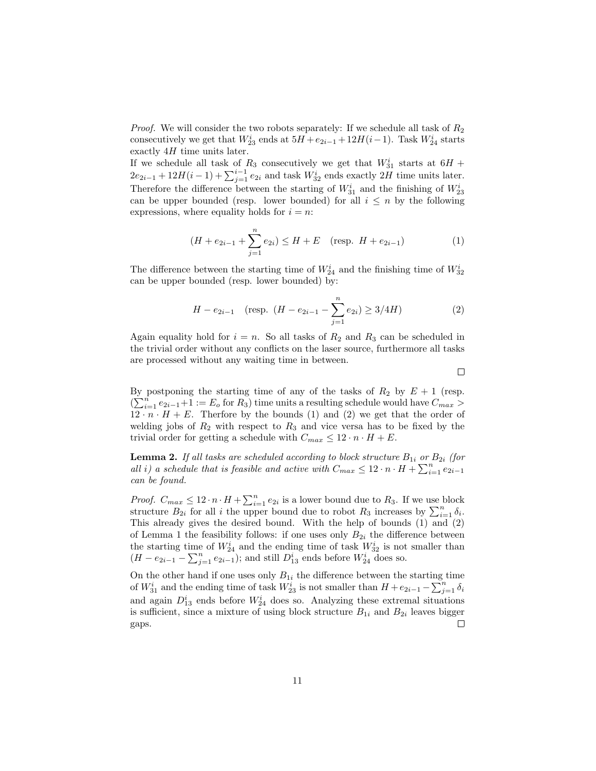*Proof.* We will consider the two robots separately: If we schedule all task of $R_2$ consecutively we get that $W_{23}^i$ ends at $5H + e_{2i-1} + 12H(i-1)$. Task $W_{24}^i$ starts exactly $4H$ time units later.
If we schedule all task of $R_3$ consecutively we get that $W_{31}^i$ starts at $6H + 2e_{2i-1} + 12H(i-1) + \sum_{j=1}^{i-1} e_{2i}$ and task $W_{32}^i$ ends exactly $2H$ time units later. Therefore the difference between the starting of $W_{31}^i$ and the finishing of $W_{23}^i$ can be upper bounded (resp. lower bounded) for all $i \leq n$ by the following expressions, where equality holds for $i = n$:

$$(H + e_{2i-1} + \sum_{j=1}^{n} e_{2i}) \leq H + E \quad \text{(resp. } H + e_{2i-1}) \tag{1}$$

The difference between the starting time of $W_{24}^i$ and the finishing time of $W_{32}^i$ can be upper bounded (resp. lower bounded) by:

$$H - e_{2i-1} \quad \text{(resp. } (H - e_{2i-1} - \sum_{j=1}^{n} e_{2i}) \geq 3/4H) \tag{2}$$

Again equality hold for $i = n$. So all tasks of $R_2$ and $R_3$ can be scheduled in the trivial order without any conflicts on the laser source, furthermore all tasks are processed without any waiting time in between.

□

By postponing the starting time of any of the tasks of $R_2$ by $E + 1$ (resp. $\sum_{i=1}^{n} e_{2i-1} + 1 := E_o$ for $R_3$) time units a resulting schedule would have $C_{max} > 12 \cdot n \cdot H + E$. Therfore by the bounds (1) and (2) we get that the order of welding jobs of $R_2$ with respect to $R_3$ and vice versa has to be fixed by the trivial order for getting a schedule with $C_{max} \leq 12 \cdot n \cdot H + E$.

**Lemma 2.** *If all tasks are scheduled according to block structure $B_{1i}$ or $B_{2i}$ (for all $i$) a schedule that is feasible and active with $C_{max} \leq 12 \cdot n \cdot H + \sum_{i=1}^{n} e_{2i-1}$ can be found.*

*Proof.* $C_{max} \leq 12 \cdot n \cdot H + \sum_{i=1}^{n} e_{2i}$ is a lower bound due to $R_3$. If we use block structure $B_{2i}$ for all $i$ the upper bound due to robot $R_3$ increases by $\sum_{i=1}^{n} \delta_i$. This already gives the desired bound. With the help of bounds (1) and (2) of Lemma 1 the feasibility follows: if one uses only $B_{2i}$ the difference between the starting time of $W_{24}^i$ and the ending time of task $W_{32}^i$ is not smaller than $(H - e_{2i-1} - \sum_{j=1}^{n} e_{2i-1})$; and still $D_{13}^i$ ends before $W_{24}^i$ does so.

On the other hand if one uses only $B_{1i}$ the difference between the starting time of $W_{31}^i$ and the ending time of task $W_{23}^i$ is not smaller than $H + e_{2i-1} - \sum_{j=1}^{n} \delta_i$ and again $D_{13}^i$ ends before $W_{24}^i$ does so. Analyzing these extremal situations is sufficient, since a mixture of using block structure $B_{1i}$ and $B_{2i}$ leaves bigger gaps.

□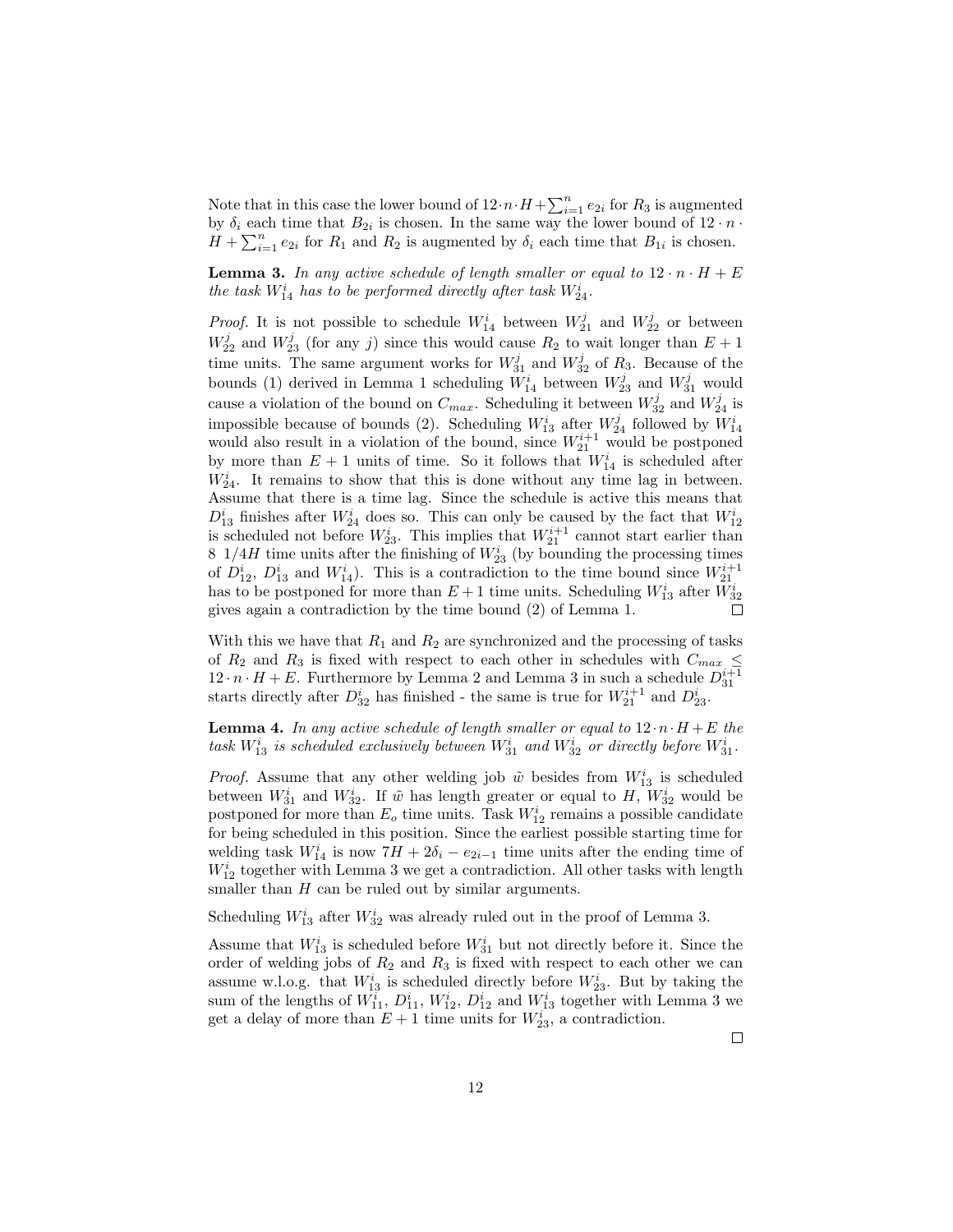Note that in this case the lower bound of $12 \cdot n \cdot H + \sum_{i=1}^{n} e_{2i}$ for $R_3$ is augmented by $\delta_i$ each time that $B_{2i}$ is chosen. In the same way the lower bound of $12 \cdot n \cdot H + \sum_{i=1}^{n} e_{2i}$ for $R_1$ and $R_2$ is augmented by $\delta_i$ each time that $B_{1i}$ is chosen.

**Lemma 3.** *In any active schedule of length smaller or equal to $12 \cdot n \cdot H + E$ the task $W_{14}^i$ has to be performed directly after task $W_{24}^i$.*

*Proof.* It is not possible to schedule $W_{14}^i$ between $W_{21}^j$ and $W_{22}^j$ or between $W_{22}^j$ and $W_{23}^j$ (for any $j$) since this would cause $R_2$ to wait longer than $E+1$ time units. The same argument works for $W_{31}^j$ and $W_{32}^j$ of $R_3$. Because of the bounds (1) derived in Lemma 1 scheduling $W_{14}^i$ between $W_{23}^j$ and $W_{31}^j$ would cause a violation of the bound on $C_{max}$. Scheduling it between $W_{32}^j$ and $W_{24}^j$ is impossible because of bounds (2). Scheduling $W_{13}^i$ after $W_{24}^j$ followed by $W_{14}^i$ would also result in a violation of the bound, since $W_{21}^{i+1}$ would be postponed by more than $E+1$ units of time. So it follows that $W_{14}^i$ is scheduled after $W_{24}^i$. It remains to show that this is done without any time lag in between. Assume that there is a time lag. Since the schedule is active this means that $D_{13}^i$ finishes after $W_{24}^i$ does so. This can only be caused by the fact that $W_{12}^i$ is scheduled not before $W_{23}^i$. This implies that $W_{21}^{i+1}$ cannot start earlier than $8\ 1/4H$ time units after the finishing of $W_{23}^i$ (by bounding the processing times of $D_{12}^i$, $D_{13}^i$ and $W_{14}^i$). This is a contradiction to the time bound since $W_{21}^{i+1}$ has to be postponed for more than $E+1$ time units. Scheduling $W_{13}^i$ after $W_{32}^i$ gives again a contradiction by the time bound (2) of Lemma 1. □

With this we have that $R_1$ and $R_2$ are synchronized and the processing of tasks of $R_2$ and $R_3$ is fixed with respect to each other in schedules with $C_{max} \leq 12 \cdot n \cdot H + E$. Furthermore by Lemma 2 and Lemma 3 in such a schedule $D_{31}^{i+1}$ starts directly after $D_{32}^i$ has finished - the same is true for $W_{21}^{i+1}$ and $D_{23}^i$.

**Lemma 4.** *In any active schedule of length smaller or equal to $12 \cdot n \cdot H + E$ the task $W_{13}^i$ is scheduled exclusively between $W_{31}^i$ and $W_{32}^i$ or directly before $W_{31}^i$.*

*Proof.* Assume that any other welding job $\tilde{w}$ besides from $W_{13}^i$ is scheduled between $W_{31}^i$ and $W_{32}^i$. If $\tilde{w}$ has length greater or equal to $H$, $W_{32}^i$ would be postponed for more than $E_o$ time units. Task $W_{12}^i$ remains a possible candidate for being scheduled in this position. Since the earliest possible starting time for welding task $W_{14}^i$ is now $7H + 2\delta_i - e_{2i-1}$ time units after the ending time of $W_{12}^i$ together with Lemma 3 we get a contradiction. All other tasks with length smaller than $H$ can be ruled out by similar arguments.

Scheduling $W_{13}^i$ after $W_{32}^i$ was already ruled out in the proof of Lemma 3.

Assume that $W_{13}^i$ is scheduled before $W_{31}^i$ but not directly before it. Since the order of welding jobs of $R_2$ and $R_3$ is fixed with respect to each other we can assume w.l.o.g. that $W_{13}^i$ is scheduled directly before $W_{23}^i$. But by taking the sum of the lengths of $W_{11}^i$, $D_{11}^i$, $W_{12}^i$, $D_{12}^i$ and $W_{13}^i$ together with Lemma 3 we get a delay of more than $E+1$ time units for $W_{23}^i$, a contradiction.

□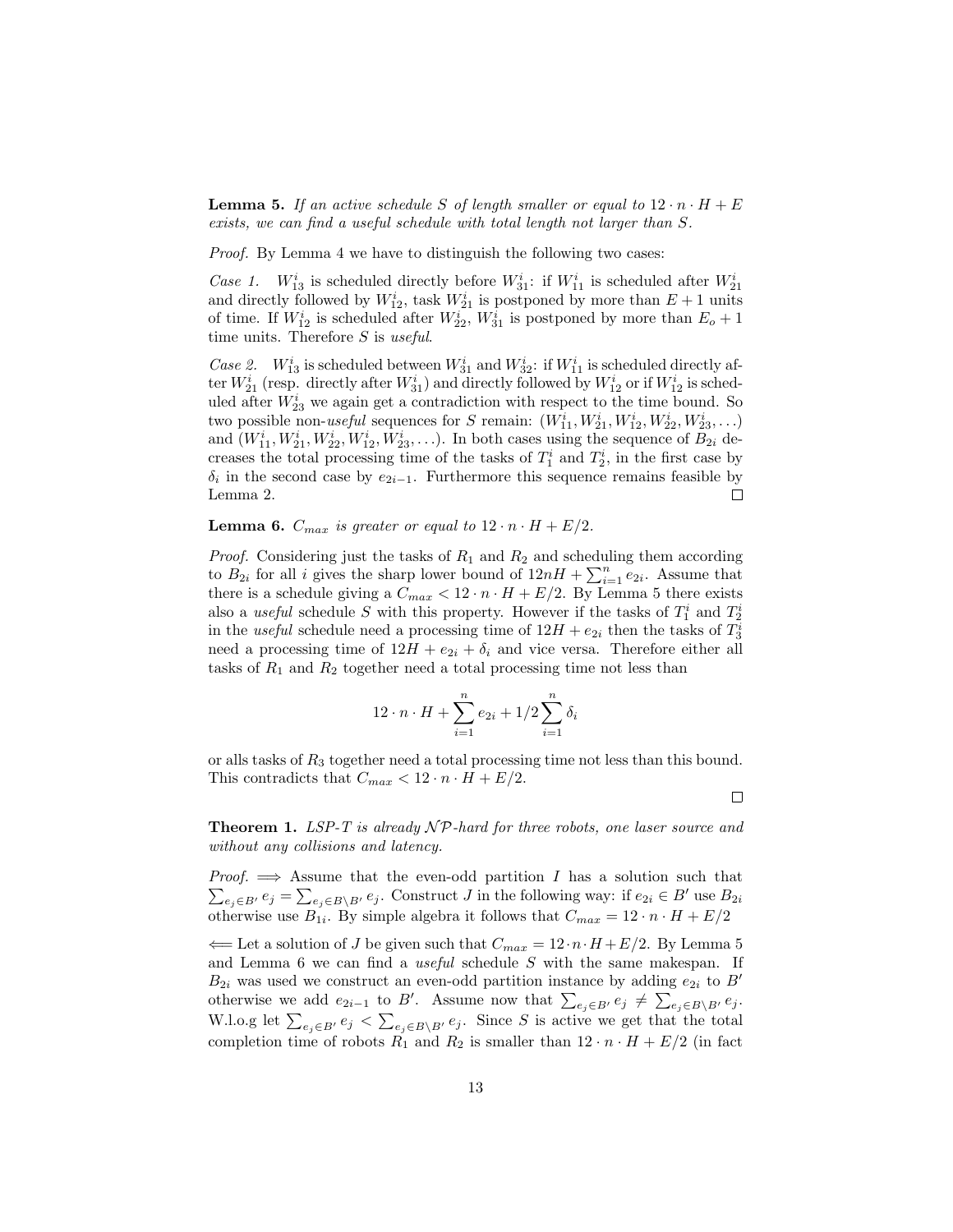**Lemma 5.** *If an active schedule $S$ of length smaller or equal to $12 \cdot n \cdot H + E$ exists, we can find a useful schedule with total length not larger than $S$.*

*Proof.* By Lemma 4 we have to distinguish the following two cases:

*Case 1.* $W_{13}^i$ is scheduled directly before $W_{31}^i$: if $W_{11}^i$ is scheduled after $W_{21}^i$ and directly followed by $W_{12}^i$, task $W_{21}^i$ is postponed by more than $E+1$ units of time. If $W_{12}^i$ is scheduled after $W_{22}^i$, $W_{31}^i$ is postponed by more than $E_o + 1$ time units. Therefore $S$ is *useful*.

*Case 2.* $W_{13}^i$ is scheduled between $W_{31}^i$ and $W_{32}^i$: if $W_{11}^i$ is scheduled directly after $W_{21}^i$ (resp. directly after $W_{31}^i$) and directly followed by $W_{12}^i$ or if $W_{12}^i$ is scheduled after $W_{23}^i$ we again get a contradiction with respect to the time bound. So two possible non-*useful* sequences for $S$ remain: $(W_{11}^i, W_{21}^i, W_{12}^i, W_{22}^i, W_{23}^i, \ldots)$ and $(W_{11}^i, W_{21}^i, W_{22}^i, W_{12}^i, W_{23}^i, \ldots)$. In both cases using the sequence of $B_{2i}$ decreases the total processing time of the tasks of $T_1^i$ and $T_2^i$, in the first case by $\delta_i$ in the second case by $e_{2i-1}$. Furthermore this sequence remains feasible by Lemma 2. □

**Lemma 6.** *$C_{max}$ is greater or equal to $12 \cdot n \cdot H + E/2$.*

*Proof.* Considering just the tasks of $R_1$ and $R_2$ and scheduling them according to $B_{2i}$ for all $i$ gives the sharp lower bound of $12nH + \sum_{i=1}^{n} e_{2i}$. Assume that there is a schedule giving a $C_{max} < 12 \cdot n \cdot H + E/2$. By Lemma 5 there exists also a *useful* schedule $S$ with this property. However if the tasks of $T_1^i$ and $T_2^i$ in the *useful* schedule need a processing time of $12H + e_{2i}$ then the tasks of $T_3^i$ need a processing time of $12H + e_{2i} + \delta_i$ and vice versa. Therefore either all tasks of $R_1$ and $R_2$ together need a total processing time not less than

$$12 \cdot n \cdot H + \sum_{i=1}^{n} e_{2i} + 1/2 \sum_{i=1}^{n} \delta_i$$

or alls tasks of $R_3$ together need a total processing time not less than this bound. This contradicts that $C_{max} < 12 \cdot n \cdot H + E/2$.

□

**Theorem 1.** *LSP-T is already $\mathcal{NP}$-hard for three robots, one laser source and without any collisions and latency.*

*Proof.* $\Longrightarrow$ Assume that the even-odd partition $I$ has a solution such that $\sum_{e_j \in B'} e_j = \sum_{e_j \in B \setminus B'} e_j$. Construct $J$ in the following way: if $e_{2i} \in B'$ use $B_{2i}$ otherwise use $B_{1i}$. By simple algebra it follows that $C_{max} = 12 \cdot n \cdot H + E/2$

$\Longleftarrow$ Let a solution of $J$ be given such that $C_{max} = 12 \cdot n \cdot H + E/2$. By Lemma 5 and Lemma 6 we can find a *useful* schedule $S$ with the same makespan. If $B_{2i}$ was used we construct an even-odd partition instance by adding $e_{2i}$ to $B'$ otherwise we add $e_{2i-1}$ to $B'$. Assume now that $\sum_{e_j \in B'} e_j \neq \sum_{e_j \in B \setminus B'} e_j$. W.l.o.g let $\sum_{e_j \in B'} e_j < \sum_{e_j \in B \setminus B'} e_j$. Since $S$ is active we get that the total completion time of robots $R_1$ and $R_2$ is smaller than $12 \cdot n \cdot H + E/2$ (in fact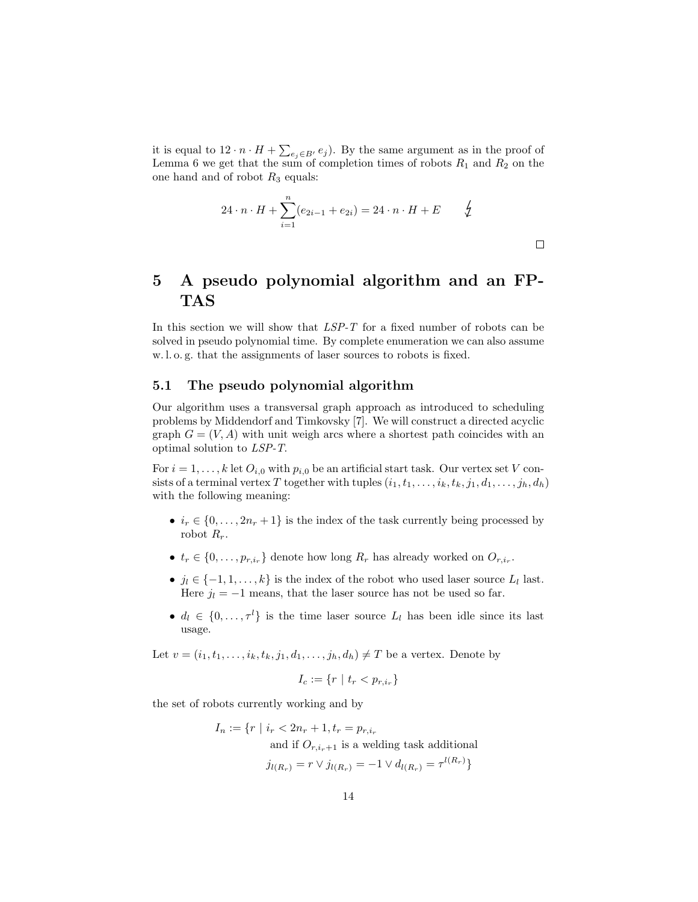it is equal to $12 \cdot n \cdot H + \sum_{e_j \in B'} e_j$). By the same argument as in the proof of Lemma 6 we get that the sum of completion times of robots $R_1$ and $R_2$ on the one hand and of robot $R_3$ equals:

$$24 \cdot n \cdot H + \sum_{i=1}^{n} (e_{2i-1} + e_{2i}) = 24 \cdot n \cdot H + E \qquad \lightning$$

□

## 5 A pseudo polynomial algorithm and an FPTAS

In this section we will show that *LSP-T* for a fixed number of robots can be solved in pseudo polynomial time. By complete enumeration we can also assume w. l. o. g. that the assignments of laser sources to robots is fixed.

### 5.1 The pseudo polynomial algorithm

Our algorithm uses a transversal graph approach as introduced to scheduling problems by Middendorf and Timkovsky [7]. We will construct a directed acyclic graph $G = (V, A)$ with unit weigh arcs where a shortest path coincides with an optimal solution to *LSP-T*.

For $i = 1, \dots, k$ let $O_{i,0}$ with $p_{i,0}$ be an artificial start task. Our vertex set $V$ consists of a terminal vertex $T$ together with tuples $(i_1, t_1, \dots, i_k, t_k, j_1, d_1, \dots, j_h, d_h)$ with the following meaning:

- $i_r \in \{0, \dots, 2n_r + 1\}$ is the index of the task currently being processed by robot $R_r$.
- $t_r \in \{0, \dots, p_{r,i_r}\}$ denote how long $R_r$ has already worked on $O_{r,i_r}$.
- $j_l \in \{-1, 1, \dots, k\}$ is the index of the robot who used laser source $L_l$ last. Here $j_l = -1$ means, that the laser source has not be used so far.
- $d_l \in \{0, \dots, \tau^l\}$ is the time laser source $L_l$ has been idle since its last usage.

Let $v = (i_1, t_1, \dots, i_k, t_k, j_1, d_1, \dots, j_h, d_h) \neq T$ be a vertex. Denote by

$$I_c := \{r \mid t_r < p_{r,i_r}\}$$

the set of robots currently working and by

$$I_n := \{r \mid i_r < 2n_r + 1, t_r = p_{r,i_r} \text{ and if } O_{r,i_r+1} \text{ is a welding task additional } j_{l(R_r)} = r \vee j_{l(R_r)} = -1 \vee d_{l(R_r)} = \tau^{l(R_r)}\}$$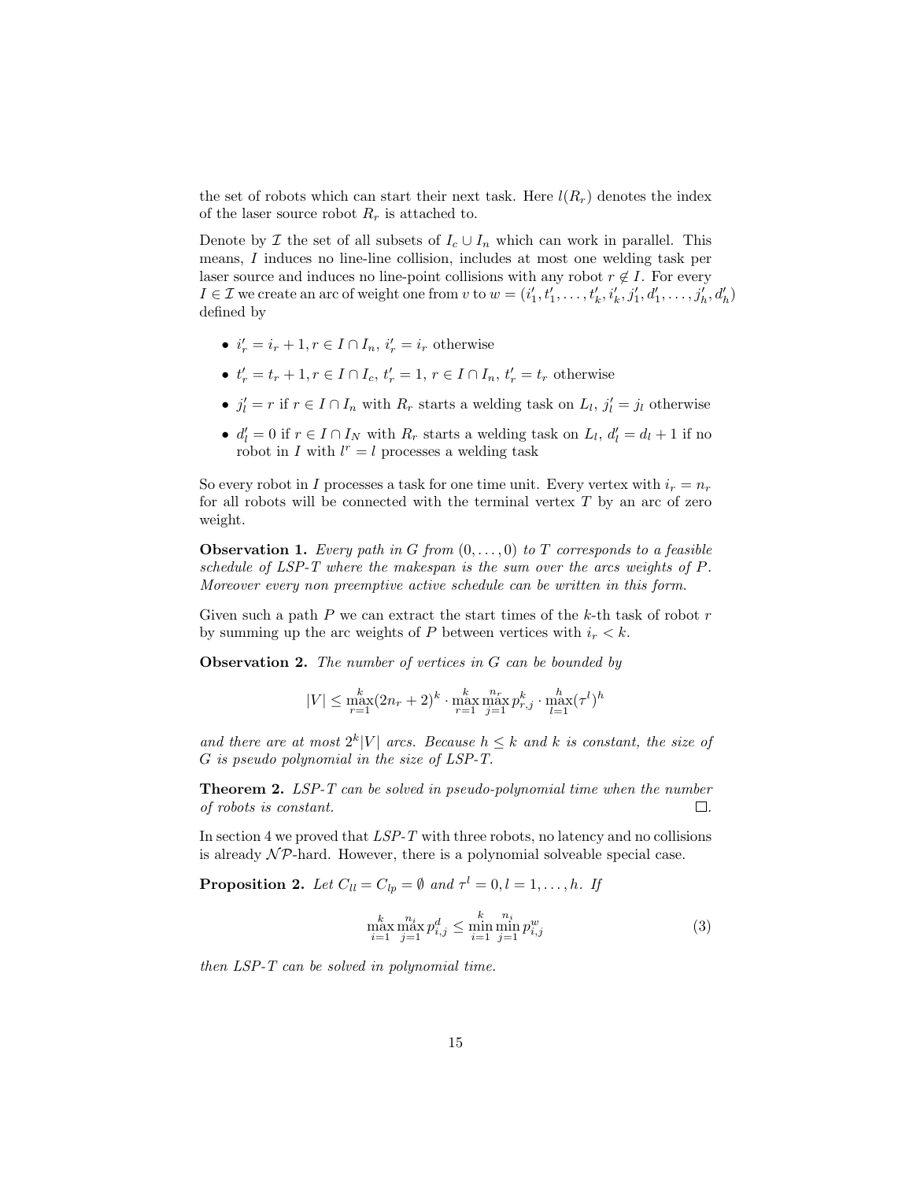the set of robots which can start their next task. Here $l(R_r)$ denotes the index of the laser source robot $R_r$ is attached to.

Denote by $\mathcal{I}$ the set of all subsets of $I_c \cup I_n$ which can work in parallel. This means, $I$ induces no line-line collision, includes at most one welding task per laser source and induces no line-point collisions with any robot $r \notin I$. For every $I \in \mathcal{I}$ we create an arc of weight one from $v$ to $w = (i'_1, t'_1, \ldots, t'_k, i'_k, j'_1, d'_1, \ldots, j'_h, d'_h)$ defined by

- $i'_r = i_r + 1, r \in I \cap I_n$, $i'_r = i_r$ otherwise
- $t'_r = t_r + 1, r \in I \cap I_c$, $t'_r = 1$, $r \in I \cap I_n$, $t'_r = t_r$ otherwise
- $j'_l = r$ if $r \in I \cap I_n$ with $R_r$ starts a welding task on $L_l$, $j'_l = j_l$ otherwise
- $d'_l = 0$ if $r \in I \cap I_N$ with $R_r$ starts a welding task on $L_l$, $d'_l = d_l + 1$ if no robot in $I$ with $l^r = l$ processes a welding task

So every robot in $I$ processes a task for one time unit. Every vertex with $i_r = n_r$ for all robots will be connected with the terminal vertex $T$ by an arc of zero weight.

**Observation 1.** *Every path in $G$ from $(0, \ldots, 0)$ to $T$ corresponds to a feasible schedule of LSP-T where the makespan is the sum over the arcs weights of $P$. Moreover every non preemptive active schedule can be written in this form.*

Given such a path $P$ we can extract the start times of the $k$-th task of robot $r$ by summing up the arc weights of $P$ between vertices with $i_r < k$.

**Observation 2.** *The number of vertices in $G$ can be bounded by*

$$|V| \leq \max_{r=1}^{k}(2n_r + 2)^k \cdot \max_{r=1}^{k} \max_{j=1}^{n_r} p_{r,j}^k \cdot \max_{l=1}^{h}(\tau^l)^h$$

*and there are at most $2^k|V|$ arcs. Because $h \leq k$ and $k$ is constant, the size of $G$ is pseudo polynomial in the size of LSP-T.*

**Theorem 2.** *LSP-T can be solved in pseudo-polynomial time when the number of robots is constant.* □.

In section 4 we proved that *LSP-T* with three robots, no latency and no collisions is already $\mathcal{NP}$-hard. However, there is a polynomial solveable special case.

**Proposition 2.** *Let $C_{ll} = C_{lp} = \emptyset$ and $\tau^l = 0, l = 1, \ldots, h$. If*

$$\max_{i=1}^{k} \max_{j=1}^{n_i} p_{i,j}^d \leq \min_{i=1}^{k} \min_{j=1}^{n_i} p_{i,j}^w \tag{3}$$

*then LSP-T can be solved in polynomial time.*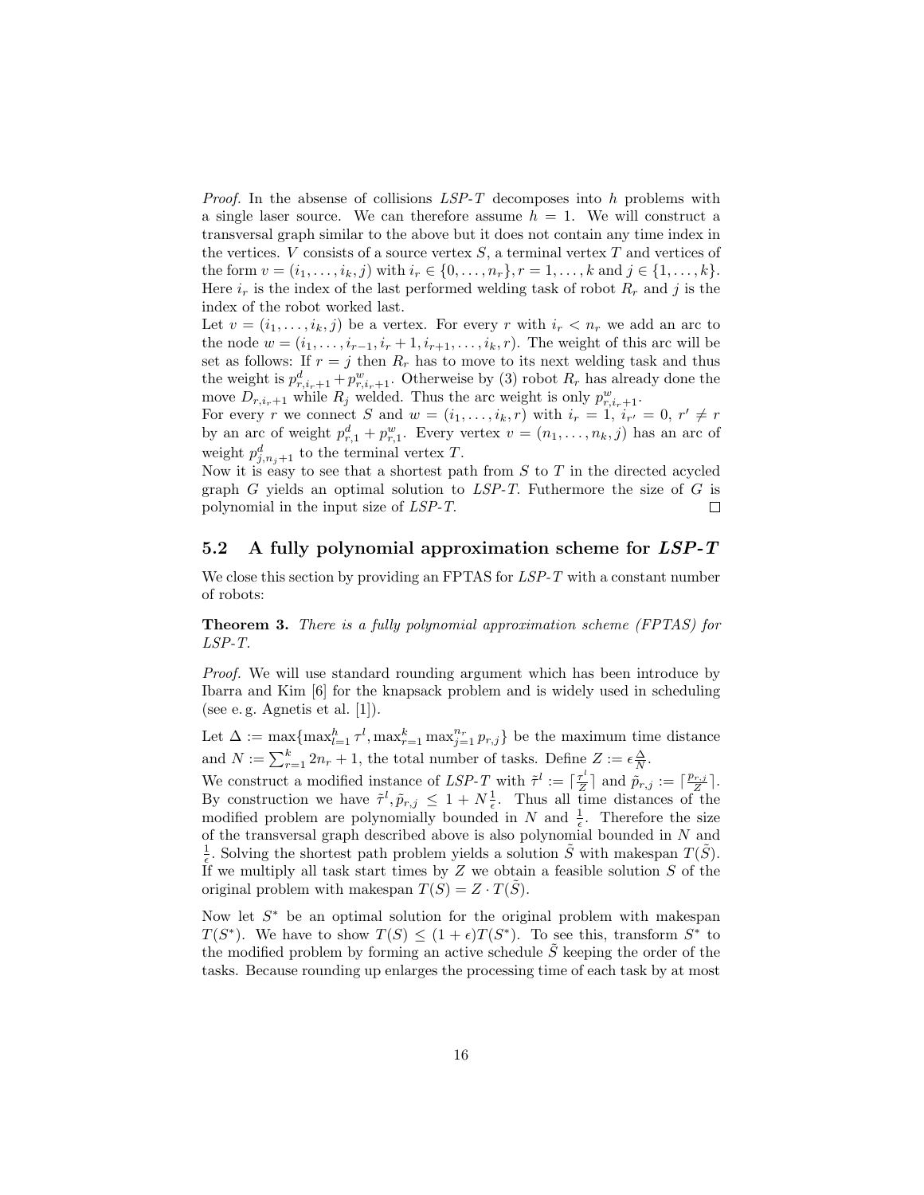*Proof.* In the absense of collisions *LSP-T* decomposes into $h$ problems with a single laser source. We can therefore assume $h = 1$. We will construct a transversal graph similar to the above but it does not contain any time index in the vertices. $V$ consists of a source vertex $S$, a terminal vertex $T$ and vertices of the form $v = (i_1, \ldots, i_k, j)$ with $i_r \in \{0, \ldots, n_r\}, r = 1, \ldots, k$ and $j \in \{1, \ldots, k\}$. Here $i_r$ is the index of the last performed welding task of robot $R_r$ and $j$ is the index of the robot worked last.

Let $v = (i_1, \ldots, i_k, j)$ be a vertex. For every $r$ with $i_r < n_r$ we add an arc to the node $w = (i_1, \ldots, i_{r-1}, i_r + 1, i_{r+1}, \ldots, i_k, r)$. The weight of this arc will be set as follows: If $r = j$ then $R_r$ has to move to its next welding task and thus the weight is $p^d_{r,i_r+1} + p^w_{r,i_r+1}$. Otherweise by (3) robot $R_r$ has already done the move $D_{r,i_r+1}$ while $R_j$ welded. Thus the arc weight is only $p^w_{r,i_r+1}$.

For every $r$ we connect $S$ and $w = (i_1, \ldots, i_k, r)$ with $i_r = 1$, $i_{r'} = 0$, $r' \neq r$ by an arc of weight $p^d_{r,1} + p^w_{r,1}$. Every vertex $v = (n_1, \ldots, n_k, j)$ has an arc of weight $p^d_{j,n_j+1}$ to the terminal vertex $T$.

Now it is easy to see that a shortest path from $S$ to $T$ in the directed acycled graph $G$ yields an optimal solution to *LSP-T*. Futhermore the size of $G$ is polynomial in the input size of *LSP-T*. □

## 5.2 A fully polynomial approximation scheme for *LSP-T*

We close this section by providing an FPTAS for *LSP-T* with a constant number of robots:

**Theorem 3.** *There is a fully polynomial approximation scheme (FPTAS) for LSP-T.*

*Proof.* We will use standard rounding argument which has been introduce by Ibarra and Kim [6] for the knapsack problem and is widely used in scheduling (see e. g. Agnetis et al. [1]).

Let $\Delta := \max\{\max_{l=1}^{h} \tau^l, \max_{r=1}^{k} \max_{j=1}^{n_r} p_{r,j}\}$ be the maximum time distance and $N := \sum_{r=1}^{k} 2n_r + 1$, the total number of tasks. Define $Z := \epsilon \frac{\Delta}{N}$.

We construct a modified instance of *LSP-T* with $\tilde{\tau}^l := \lceil \frac{\tau^l}{Z} \rceil$ and $\tilde{p}_{r,j} := \lceil \frac{p_{r,j}}{Z} \rceil$. By construction we have $\tilde{\tau}^l, \tilde{p}_{r,j} \leq 1 + N \frac{1}{\epsilon}$. Thus all time distances of the modified problem are polynomially bounded in $N$ and $\frac{1}{\epsilon}$. Therefore the size of the transversal graph described above is also polynomial bounded in $N$ and $\frac{1}{\epsilon}$. Solving the shortest path problem yields a solution $\tilde{S}$ with makespan $T(\tilde{S})$. If we multiply all task start times by $Z$ we obtain a feasible solution $S$ of the original problem with makespan $T(S) = Z \cdot T(\tilde{S})$.

Now let $S^*$ be an optimal solution for the original problem with makespan $T(S^*)$. We have to show $T(S) \leq (1 + \epsilon) T(S^*)$. To see this, transform $S^*$ to the modified problem by forming an active schedule $\tilde{S}$ keeping the order of the tasks. Because rounding up enlarges the processing time of each task by at most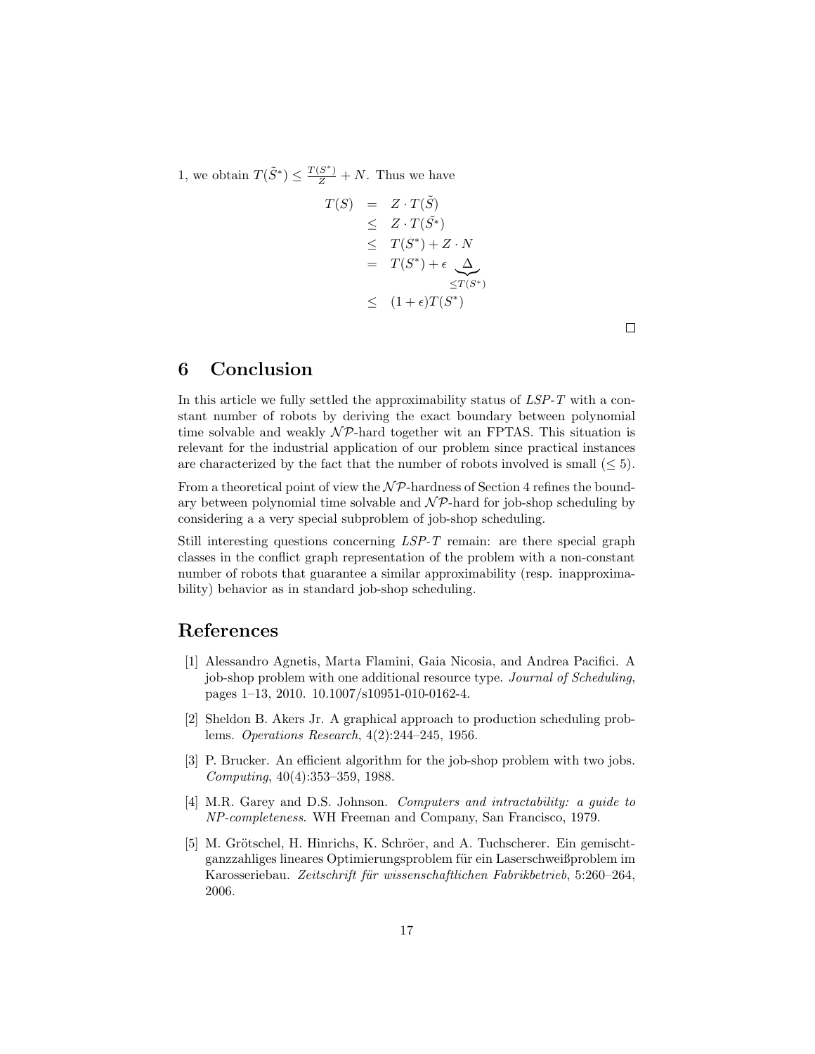1, we obtain $T(\tilde{S}^*) \leq \frac{T(S^*)}{Z} + N$. Thus we have

$$
\begin{aligned}
T(S) &= Z \cdot T(\tilde{S}) \\
&\leq Z \cdot T(\tilde{S^*}) \\
&\leq T(S^*) + Z \cdot N \\
&= T(S^*) + \epsilon \underbrace{\Delta}_{\leq T(S^*)} \\
&\leq (1+\epsilon) T(S^*)
\end{aligned}
$$

□

## 6 Conclusion

In this article we fully settled the approximability status of *LSP-T* with a constant number of robots by deriving the exact boundary between polynomial time solvable and weakly $\mathcal{NP}$-hard together wit an FPTAS. This situation is relevant for the industrial application of our problem since practical instances are characterized by the fact that the number of robots involved is small ($\leq 5$).

From a theoretical point of view the $\mathcal{NP}$-hardness of Section 4 refines the boundary between polynomial time solvable and $\mathcal{NP}$-hard for job-shop scheduling by considering a a very special subproblem of job-shop scheduling.

Still interesting questions concerning *LSP-T* remain: are there special graph classes in the conflict graph representation of the problem with a non-constant number of robots that guarantee a similar approximability (resp. inapproximability) behavior as in standard job-shop scheduling.

## References

[1] Alessandro Agnetis, Marta Flamini, Gaia Nicosia, and Andrea Pacifici. A job-shop problem with one additional resource type. *Journal of Scheduling*, pages 1–13, 2010. 10.1007/s10951-010-0162-4.

[2] Sheldon B. Akers Jr. A graphical approach to production scheduling problems. *Operations Research*, 4(2):244–245, 1956.

[3] P. Brucker. An efficient algorithm for the job-shop problem with two jobs. *Computing*, 40(4):353–359, 1988.

[4] M.R. Garey and D.S. Johnson. *Computers and intractability: a guide to NP-completeness*. WH Freeman and Company, San Francisco, 1979.

[5] M. Grötschel, H. Hinrichs, K. Schröer, and A. Tuchscherer. Ein gemischt-ganzzahliges lineares Optimierungsproblem für ein Laserschweißproblem im Karosseriebau. *Zeitschrift für wissenschaftlichen Fabrikbetrieb*, 5:260–264, 2006.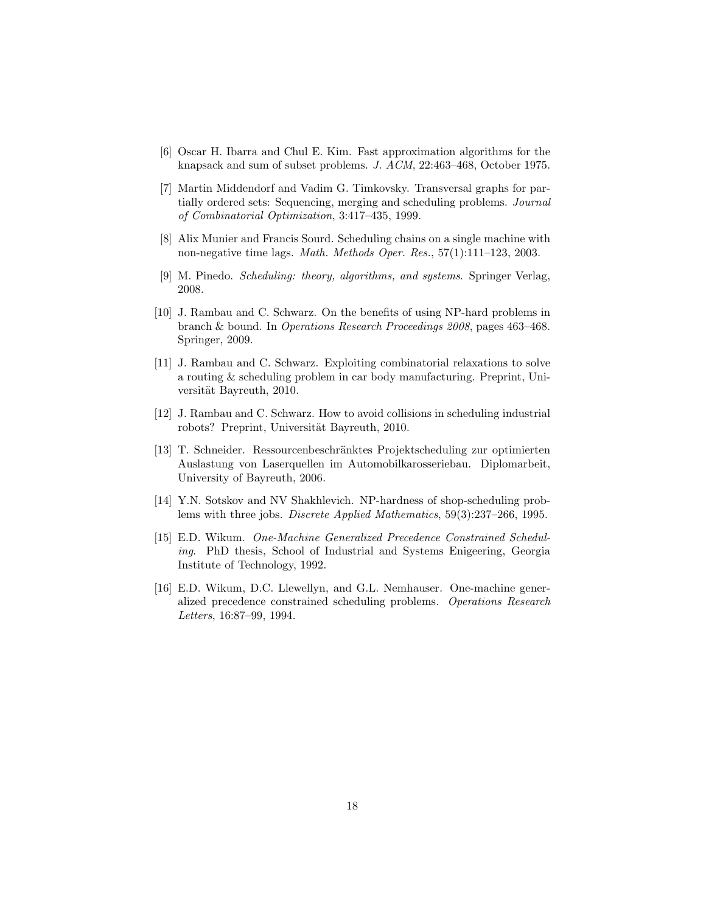[6] Oscar H. Ibarra and Chul E. Kim. Fast approximation algorithms for the knapsack and sum of subset problems. *J. ACM*, 22:463–468, October 1975.

[7] Martin Middendorf and Vadim G. Timkovsky. Transversal graphs for partially ordered sets: Sequencing, merging and scheduling problems. *Journal of Combinatorial Optimization*, 3:417–435, 1999.

[8] Alix Munier and Francis Sourd. Scheduling chains on a single machine with non-negative time lags. *Math. Methods Oper. Res.*, 57(1):111–123, 2003.

[9] M. Pinedo. *Scheduling: theory, algorithms, and systems*. Springer Verlag, 2008.

[10] J. Rambau and C. Schwarz. On the benefits of using NP-hard problems in branch & bound. In *Operations Research Proceedings 2008*, pages 463–468. Springer, 2009.

[11] J. Rambau and C. Schwarz. Exploiting combinatorial relaxations to solve a routing & scheduling problem in car body manufacturing. Preprint, Universität Bayreuth, 2010.

[12] J. Rambau and C. Schwarz. How to avoid collisions in scheduling industrial robots? Preprint, Universität Bayreuth, 2010.

[13] T. Schneider. Ressourcenbeschränktes Projektscheduling zur optimierten Auslastung von Laserquellen im Automobilkarosseriebau. Diplomarbeit, University of Bayreuth, 2006.

[14] Y.N. Sotskov and NV Shakhlevich. NP-hardness of shop-scheduling problems with three jobs. *Discrete Applied Mathematics*, 59(3):237–266, 1995.

[15] E.D. Wikum. *One-Machine Generalized Precedence Constrained Scheduling*. PhD thesis, School of Industrial and Systems Enigeering, Georgia Institute of Technology, 1992.

[16] E.D. Wikum, D.C. Llewellyn, and G.L. Nemhauser. One-machine generalized precedence constrained scheduling problems. *Operations Research Letters*, 16:87–99, 1994.